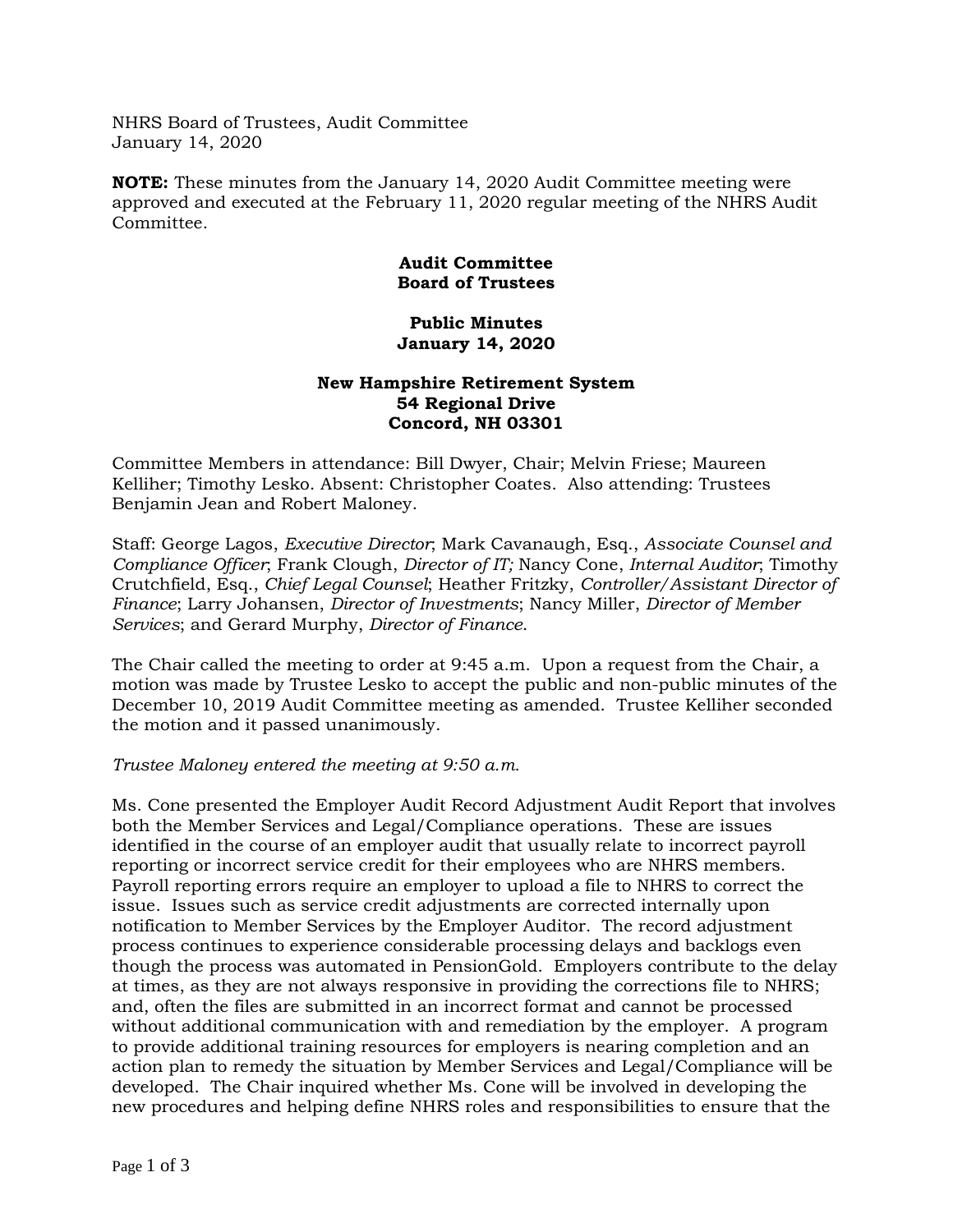NHRS Board of Trustees, Audit Committee
January 14, 2020

**NOTE:** These minutes from the January 14, 2020 Audit Committee meeting were approved and executed at the February 11, 2020 regular meeting of the NHRS Audit Committee.

**Audit Committee**
**Board of Trustees**

**Public Minutes**
**January 14, 2020**

**New Hampshire Retirement System**
**54 Regional Drive**
**Concord, NH 03301**

Committee Members in attendance: Bill Dwyer, Chair; Melvin Friese; Maureen Kelliher; Timothy Lesko. Absent: Christopher Coates. Also attending: Trustees Benjamin Jean and Robert Maloney.

Staff: George Lagos, *Executive Director*; Mark Cavanaugh, Esq., *Associate Counsel and Compliance Officer*; Frank Clough, *Director of IT;* Nancy Cone, *Internal Auditor*; Timothy Crutchfield, Esq., *Chief Legal Counsel*; Heather Fritzky, *Controller/Assistant Director of Finance*; Larry Johansen, *Director of Investments*; Nancy Miller, *Director of Member Services*; and Gerard Murphy, *Director of Finance*.

The Chair called the meeting to order at 9:45 a.m. Upon a request from the Chair, a motion was made by Trustee Lesko to accept the public and non-public minutes of the December 10, 2019 Audit Committee meeting as amended. Trustee Kelliher seconded the motion and it passed unanimously.

*Trustee Maloney entered the meeting at 9:50 a.m.*

Ms. Cone presented the Employer Audit Record Adjustment Audit Report that involves both the Member Services and Legal/Compliance operations. These are issues identified in the course of an employer audit that usually relate to incorrect payroll reporting or incorrect service credit for their employees who are NHRS members. Payroll reporting errors require an employer to upload a file to NHRS to correct the issue. Issues such as service credit adjustments are corrected internally upon notification to Member Services by the Employer Auditor. The record adjustment process continues to experience considerable processing delays and backlogs even though the process was automated in PensionGold. Employers contribute to the delay at times, as they are not always responsive in providing the corrections file to NHRS; and, often the files are submitted in an incorrect format and cannot be processed without additional communication with and remediation by the employer. A program to provide additional training resources for employers is nearing completion and an action plan to remedy the situation by Member Services and Legal/Compliance will be developed. The Chair inquired whether Ms. Cone will be involved in developing the new procedures and helping define NHRS roles and responsibilities to ensure that the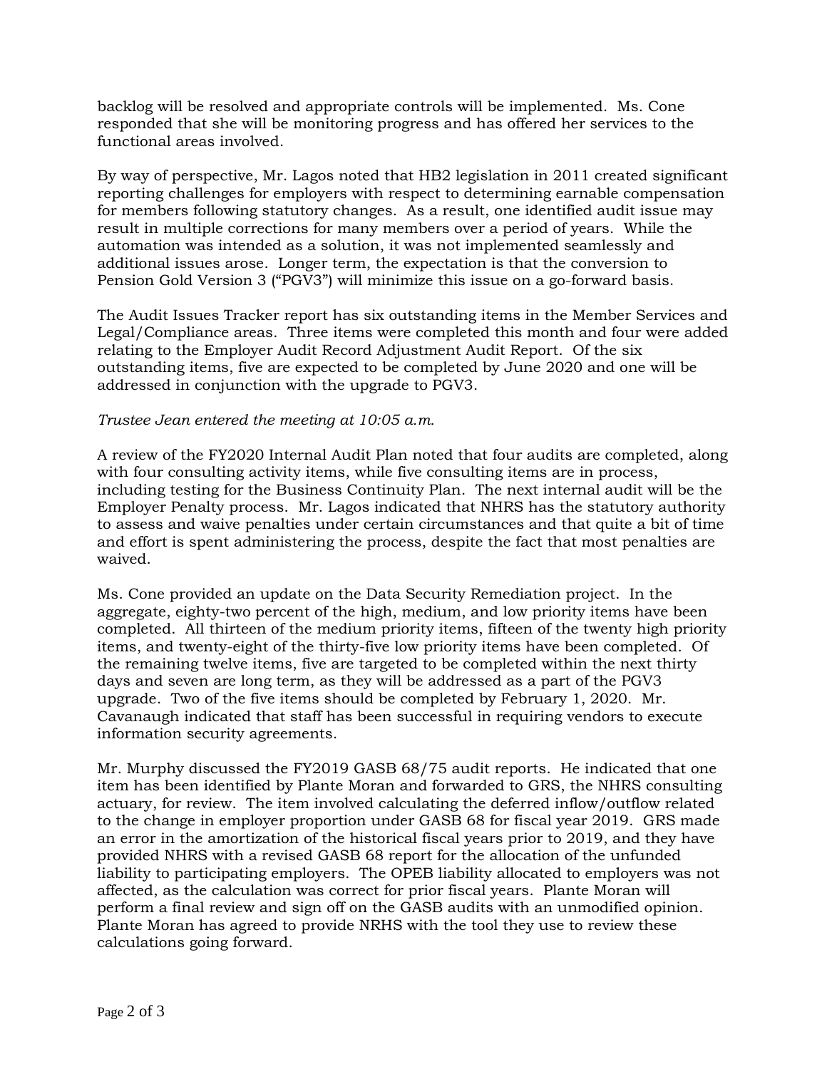backlog will be resolved and appropriate controls will be implemented. Ms. Cone responded that she will be monitoring progress and has offered her services to the functional areas involved.

By way of perspective, Mr. Lagos noted that HB2 legislation in 2011 created significant reporting challenges for employers with respect to determining earnable compensation for members following statutory changes. As a result, one identified audit issue may result in multiple corrections for many members over a period of years. While the automation was intended as a solution, it was not implemented seamlessly and additional issues arose. Longer term, the expectation is that the conversion to Pension Gold Version 3 ("PGV3") will minimize this issue on a go-forward basis.

The Audit Issues Tracker report has six outstanding items in the Member Services and Legal/Compliance areas. Three items were completed this month and four were added relating to the Employer Audit Record Adjustment Audit Report. Of the six outstanding items, five are expected to be completed by June 2020 and one will be addressed in conjunction with the upgrade to PGV3.

*Trustee Jean entered the meeting at 10:05 a.m.*

A review of the FY2020 Internal Audit Plan noted that four audits are completed, along with four consulting activity items, while five consulting items are in process, including testing for the Business Continuity Plan. The next internal audit will be the Employer Penalty process. Mr. Lagos indicated that NHRS has the statutory authority to assess and waive penalties under certain circumstances and that quite a bit of time and effort is spent administering the process, despite the fact that most penalties are waived.

Ms. Cone provided an update on the Data Security Remediation project. In the aggregate, eighty-two percent of the high, medium, and low priority items have been completed. All thirteen of the medium priority items, fifteen of the twenty high priority items, and twenty-eight of the thirty-five low priority items have been completed. Of the remaining twelve items, five are targeted to be completed within the next thirty days and seven are long term, as they will be addressed as a part of the PGV3 upgrade. Two of the five items should be completed by February 1, 2020. Mr. Cavanaugh indicated that staff has been successful in requiring vendors to execute information security agreements.

Mr. Murphy discussed the FY2019 GASB 68/75 audit reports. He indicated that one item has been identified by Plante Moran and forwarded to GRS, the NHRS consulting actuary, for review. The item involved calculating the deferred inflow/outflow related to the change in employer proportion under GASB 68 for fiscal year 2019. GRS made an error in the amortization of the historical fiscal years prior to 2019, and they have provided NHRS with a revised GASB 68 report for the allocation of the unfunded liability to participating employers. The OPEB liability allocated to employers was not affected, as the calculation was correct for prior fiscal years. Plante Moran will perform a final review and sign off on the GASB audits with an unmodified opinion. Plante Moran has agreed to provide NRHS with the tool they use to review these calculations going forward.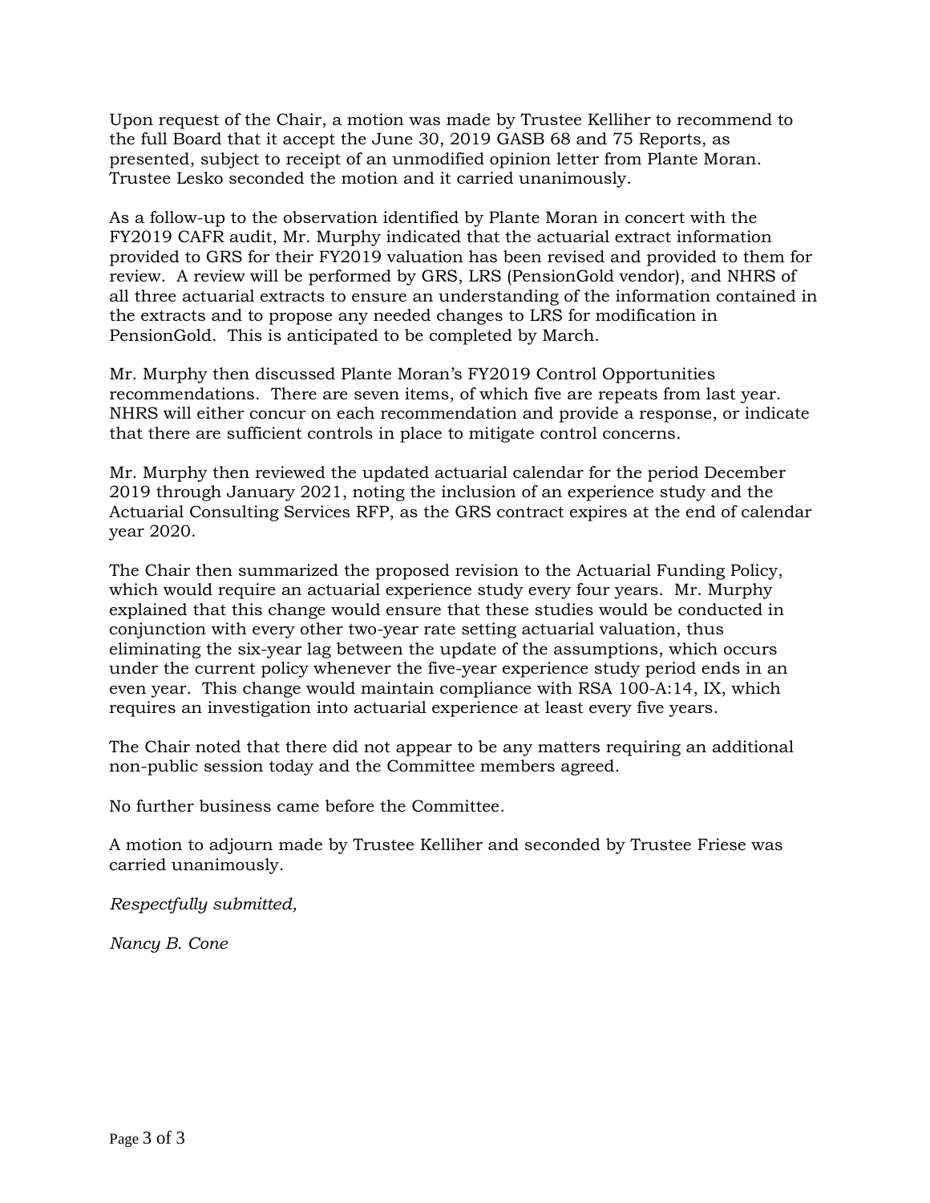Upon request of the Chair, a motion was made by Trustee Kelliher to recommend to the full Board that it accept the June 30, 2019 GASB 68 and 75 Reports, as presented, subject to receipt of an unmodified opinion letter from Plante Moran. Trustee Lesko seconded the motion and it carried unanimously.

As a follow-up to the observation identified by Plante Moran in concert with the FY2019 CAFR audit, Mr. Murphy indicated that the actuarial extract information provided to GRS for their FY2019 valuation has been revised and provided to them for review. A review will be performed by GRS, LRS (PensionGold vendor), and NHRS of all three actuarial extracts to ensure an understanding of the information contained in the extracts and to propose any needed changes to LRS for modification in PensionGold. This is anticipated to be completed by March.

Mr. Murphy then discussed Plante Moran's FY2019 Control Opportunities recommendations. There are seven items, of which five are repeats from last year. NHRS will either concur on each recommendation and provide a response, or indicate that there are sufficient controls in place to mitigate control concerns.

Mr. Murphy then reviewed the updated actuarial calendar for the period December 2019 through January 2021, noting the inclusion of an experience study and the Actuarial Consulting Services RFP, as the GRS contract expires at the end of calendar year 2020.

The Chair then summarized the proposed revision to the Actuarial Funding Policy, which would require an actuarial experience study every four years. Mr. Murphy explained that this change would ensure that these studies would be conducted in conjunction with every other two-year rate setting actuarial valuation, thus eliminating the six-year lag between the update of the assumptions, which occurs under the current policy whenever the five-year experience study period ends in an even year. This change would maintain compliance with RSA 100-A:14, IX, which requires an investigation into actuarial experience at least every five years.

The Chair noted that there did not appear to be any matters requiring an additional non-public session today and the Committee members agreed.

No further business came before the Committee.

A motion to adjourn made by Trustee Kelliher and seconded by Trustee Friese was carried unanimously.

*Respectfully submitted,*

*Nancy B. Cone*